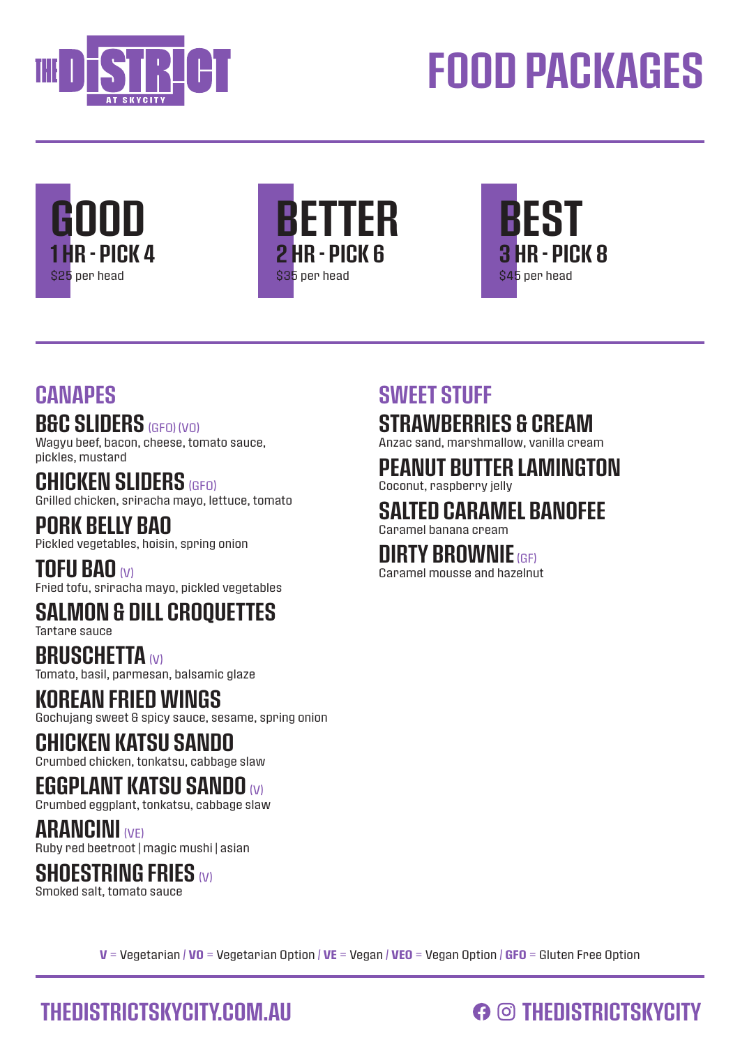# THE DISTRICT AT SKYCITY

# FOOD PACKAGES

## GOOD
**1 HR - PICK 4**
$25 per head

## BETTER
**2 HR - PICK 6**
$35 per head

## BEST
**3 HR - PICK 8**
$45 per head

## CANAPES

### B&C SLIDERS (GFO) (VO)
Wagyu beef, bacon, cheese, tomato sauce, pickles, mustard

### CHICKEN SLIDERS (GFO)
Grilled chicken, sriracha mayo, lettuce, tomato

### PORK BELLY BAO
Pickled vegetables, hoisin, spring onion

### TOFU BAO (V)
Fried tofu, sriracha mayo, pickled vegetables

### SALMON & DILL CROQUETTES
Tartare sauce

### BRUSCHETTA (V)
Tomato, basil, parmesan, balsamic glaze

### KOREAN FRIED WINGS
Gochujang sweet & spicy sauce, sesame, spring onion

### CHICKEN KATSU SANDO
Crumbed chicken, tonkatsu, cabbage slaw

### EGGPLANT KATSU SANDO (V)
Crumbed eggplant, tonkatsu, cabbage slaw

### ARANCINI (VE)
Ruby red beetroot | magic mushi | asian

### SHOESTRING FRIES (V)
Smoked salt, tomato sauce

## SWEET STUFF

### STRAWBERRIES & CREAM
Anzac sand, marshmallow, vanilla cream

### PEANUT BUTTER LAMINGTON
Coconut, raspberry jelly

### SALTED CARAMEL BANOFEE
Caramel banana cream

### DIRTY BROWNIE (GF)
Caramel mousse and hazelnut

**V** = Vegetarian / **VO** = Vegetarian Option / **VE** = Vegan / **VEO** = Vegan Option / **GFO** = Gluten Free Option

**THEDISTRICTSKYCITY.COM.AU**

**THEDISTRICTSKYCITY**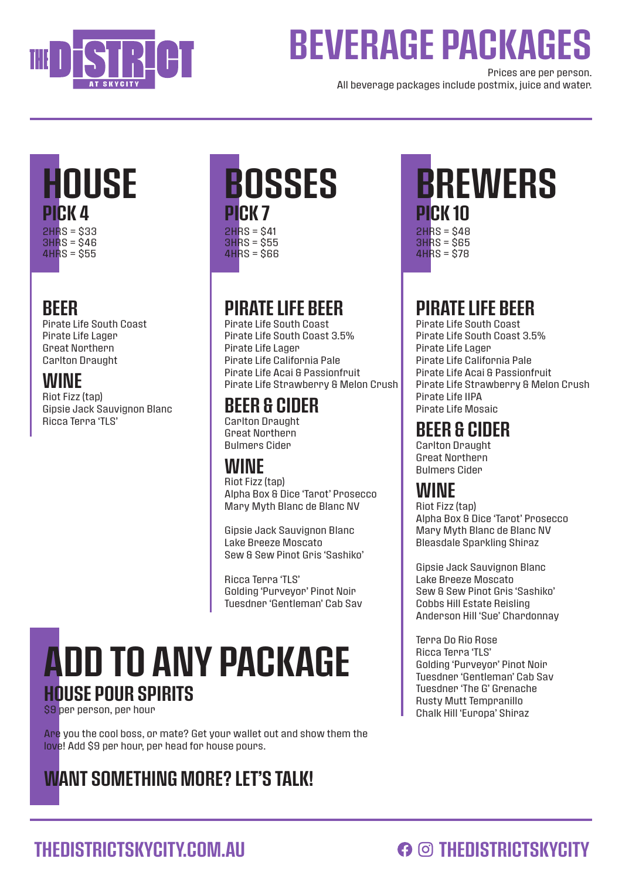THE DISTRICT AT SKYCITY

# BEVERAGE PACKAGES

Prices are per person.
All beverage packages include postmix, juice and water.

## HOUSE

### PICK 4

2HRS = $33
3HRS = $46
4HRS = $55

### BEER

Pirate Life South Coast
Pirate Life Lager
Great Northern
Carlton Draught

### WINE

Riot Fizz (tap)
Gipsie Jack Sauvignon Blanc
Ricca Terra 'TLS'

## BOSSES

### PICK 7

2HRS = $41
3HRS = $55
4HRS = $66

### PIRATE LIFE BEER

Pirate Life South Coast
Pirate Life South Coast 3.5%
Pirate Life Lager
Pirate Life California Pale
Pirate Life Acai & Passionfruit
Pirate Life Strawberry & Melon Crush

### BEER & CIDER

Carlton Draught
Great Northern
Bulmers Cider

### WINE

Riot Fizz (tap)
Alpha Box & Dice 'Tarot' Prosecco
Mary Myth Blanc de Blanc NV

Gipsie Jack Sauvignon Blanc
Lake Breeze Moscato
Sew & Sew Pinot Gris 'Sashiko'

Ricca Terra 'TLS'
Golding 'Purveyor' Pinot Noir
Tuesdner 'Gentleman' Cab Sav

## BREWERS

### PICK 10

2HRS = $48
3HRS = $65
4HRS = $78

### PIRATE LIFE BEER

Pirate Life South Coast
Pirate Life South Coast 3.5%
Pirate Life Lager
Pirate Life California Pale
Pirate Life Acai & Passionfruit
Pirate Life Strawberry & Melon Crush
Pirate Life IIPA
Pirate Life Mosaic

### BEER & CIDER

Carlton Draught
Great Northern
Bulmers Cider

### WINE

Riot Fizz (tap)
Alpha Box & Dice 'Tarot' Prosecco
Mary Myth Blanc de Blanc NV
Bleasdale Sparkling Shiraz

Gipsie Jack Sauvignon Blanc
Lake Breeze Moscato
Sew & Sew Pinot Gris 'Sashiko'
Cobbs Hill Estate Reisling
Anderson Hill 'Sue' Chardonnay

Terra Do Rio Rose
Ricca Terra 'TLS'
Golding 'Purveyor' Pinot Noir
Tuesdner 'Gentleman' Cab Sav
Tuesdner 'The G' Grenache
Rusty Mutt Tempranillo
Chalk Hill 'Europa' Shiraz

## ADD TO ANY PACKAGE

### HOUSE POUR SPIRITS

$9 per person, per hour

Are you the cool boss, or mate? Get your wallet out and show them the love! Add $9 per hour, per head for house pours.

### WANT SOMETHING MORE? LET'S TALK!

THEDISTRICTSKYCITY.COM.AU

THEDISTRICTSKYCITY